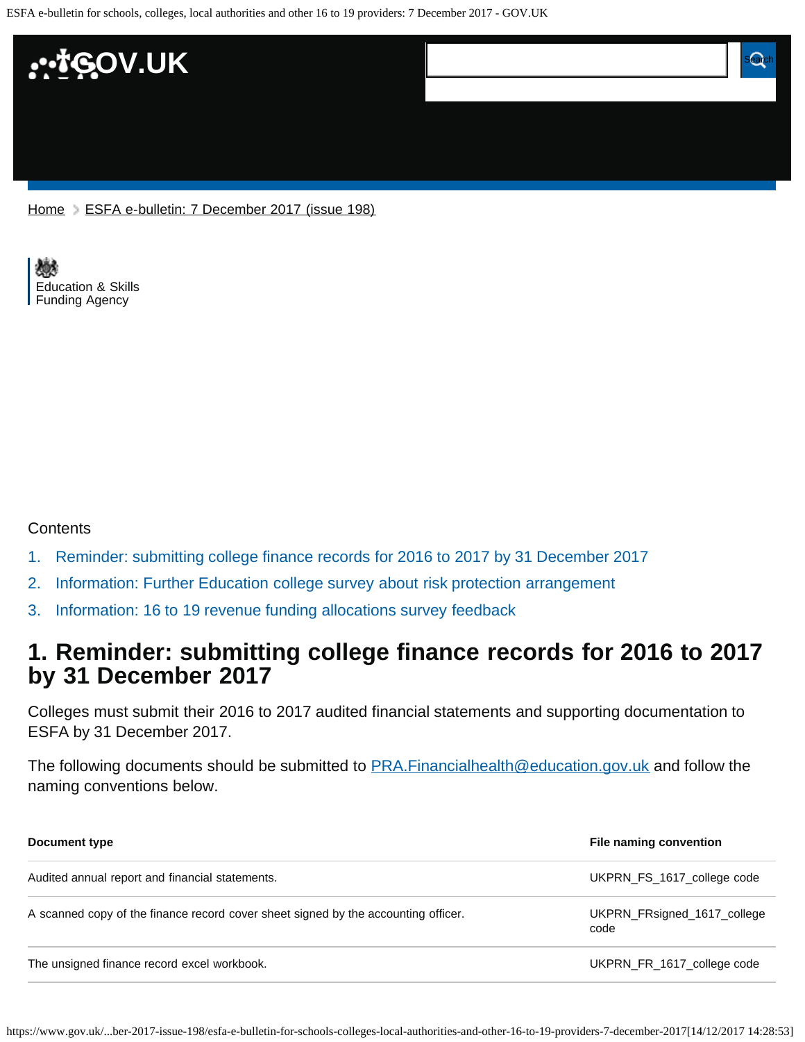Home > ESFA e-bulletin: 7 December 2017 (issue 198)

Education & Skills Funding Agency

Contents

1. Reminder: submitting college finance records for 2016 to 2017 by 31 December 2017
2. Information: Further Education college survey about risk protection arrangement
3. Information: 16 to 19 revenue funding allocations survey feedback

## 1. Reminder: submitting college finance records for 2016 to 2017 by 31 December 2017

Colleges must submit their 2016 to 2017 audited financial statements and supporting documentation to ESFA by 31 December 2017.

The following documents should be submitted to PRA.Financialhealth@education.gov.uk and follow the naming conventions below.

| Document type | File naming convention |
| --- | --- |
| Audited annual report and financial statements. | UKPRN_FS_1617_college code |
| A scanned copy of the finance record cover sheet signed by the accounting officer. | UKPRN_FRsigned_1617_college code |
| The unsigned finance record excel workbook. | UKPRN_FR_1617_college code |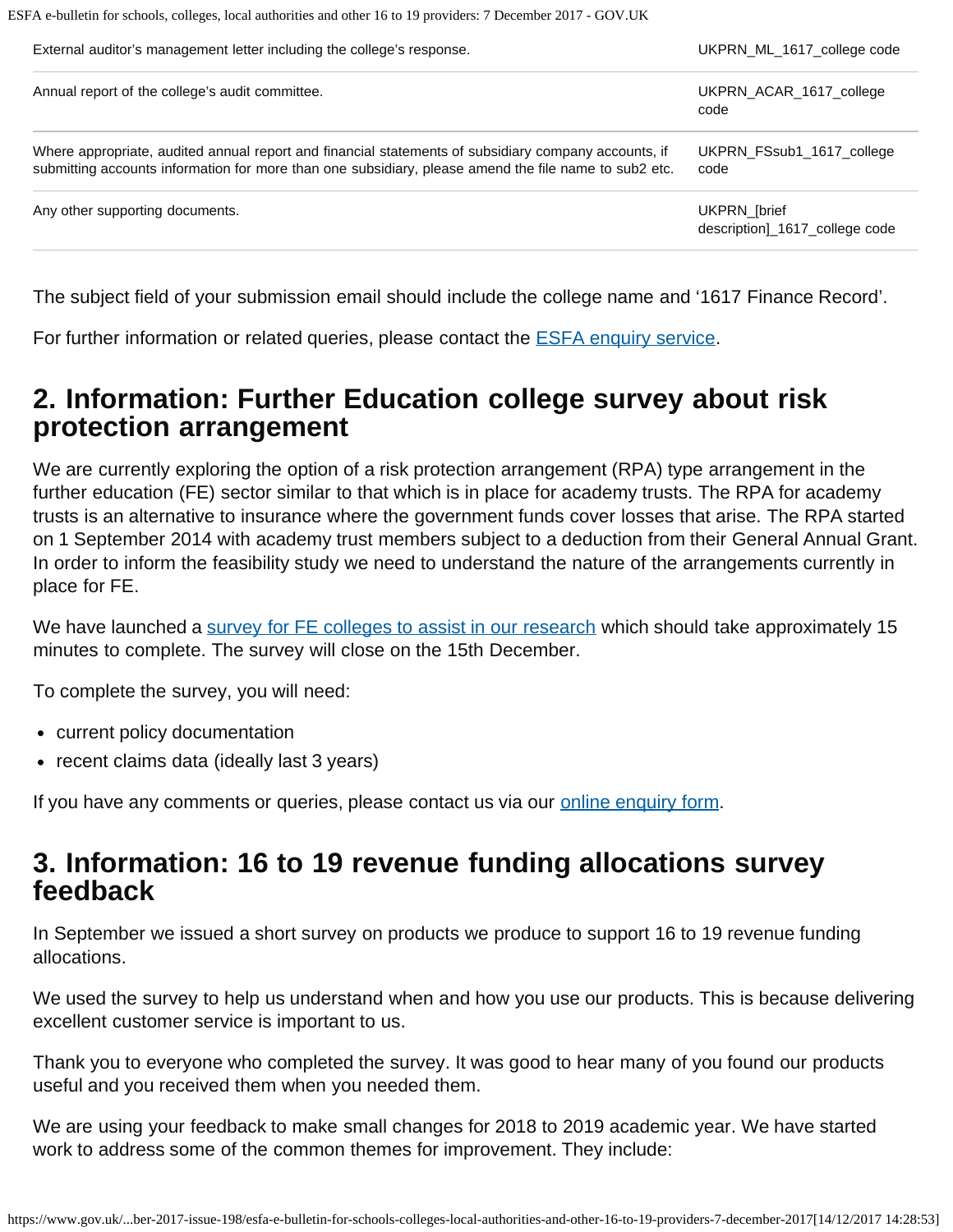| | |
|---|---|
| External auditor's management letter including the college's response. | UKPRN_ML_1617_college code |
| Annual report of the college's audit committee. | UKPRN_ACAR_1617_college code |
| Where appropriate, audited annual report and financial statements of subsidiary company accounts, if submitting accounts information for more than one subsidiary, please amend the file name to sub2 etc. | UKPRN_FSsub1_1617_college code |
| Any other supporting documents. | UKPRN_[brief description]_1617_college code |

The subject field of your submission email should include the college name and '1617 Finance Record'.

For further information or related queries, please contact the ESFA enquiry service.

## 2. Information: Further Education college survey about risk protection arrangement

We are currently exploring the option of a risk protection arrangement (RPA) type arrangement in the further education (FE) sector similar to that which is in place for academy trusts. The RPA for academy trusts is an alternative to insurance where the government funds cover losses that arise. The RPA started on 1 September 2014 with academy trust members subject to a deduction from their General Annual Grant. In order to inform the feasibility study we need to understand the nature of the arrangements currently in place for FE.

We have launched a survey for FE colleges to assist in our research which should take approximately 15 minutes to complete. The survey will close on the 15th December.

To complete the survey, you will need:

- current policy documentation
- recent claims data (ideally last 3 years)

If you have any comments or queries, please contact us via our online enquiry form.

## 3. Information: 16 to 19 revenue funding allocations survey feedback

In September we issued a short survey on products we produce to support 16 to 19 revenue funding allocations.

We used the survey to help us understand when and how you use our products. This is because delivering excellent customer service is important to us.

Thank you to everyone who completed the survey. It was good to hear many of you found our products useful and you received them when you needed them.

We are using your feedback to make small changes for 2018 to 2019 academic year. We have started work to address some of the common themes for improvement. They include: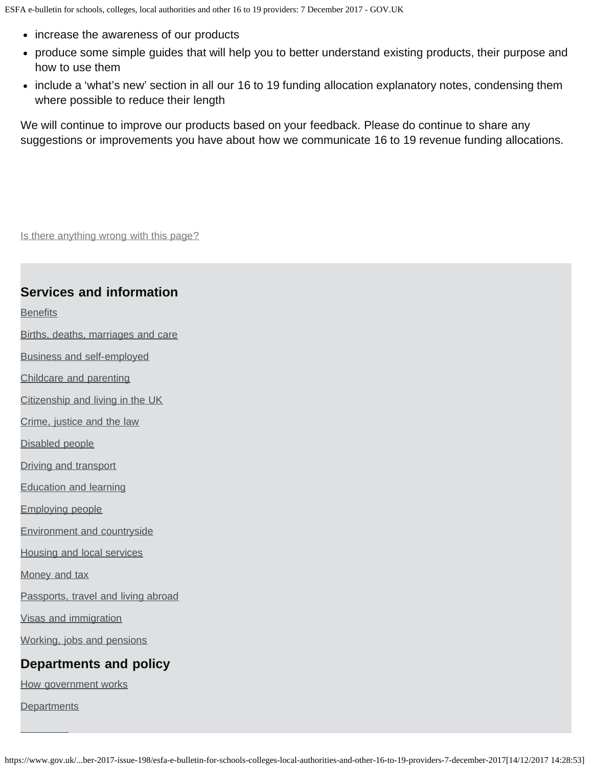- increase the awareness of our products
- produce some simple guides that will help you to better understand existing products, their purpose and how to use them
- include a 'what's new' section in all our 16 to 19 funding allocation explanatory notes, condensing them where possible to reduce their length

We will continue to improve our products based on your feedback. Please do continue to share any suggestions or improvements you have about how we communicate 16 to 19 revenue funding allocations.

Is there anything wrong with this page?

## Services and information

Benefits

Births, deaths, marriages and care

Business and self-employed

Childcare and parenting

Citizenship and living in the UK

Crime, justice and the law

Disabled people

Driving and transport

Education and learning

Employing people

Environment and countryside

Housing and local services

Money and tax

Passports, travel and living abroad

Visas and immigration

Working, jobs and pensions

## Departments and policy

How government works

Departments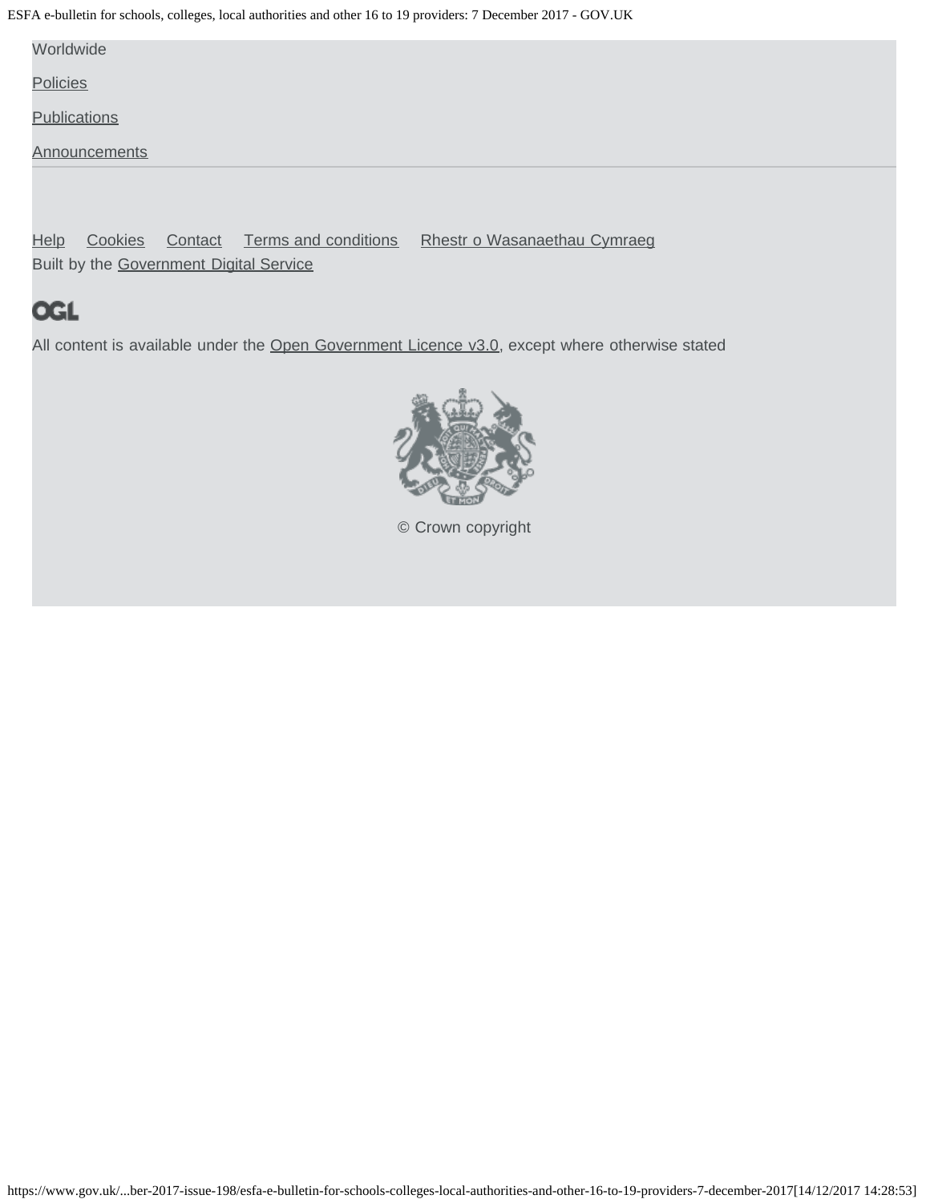Worldwide

Policies

Publications

Announcements

Help Cookies Contact Terms and conditions Rhestr o Wasanaethau Cymraeg

Built by the Government Digital Service

OGL

All content is available under the Open Government Licence v3.0, except where otherwise stated

© Crown copyright